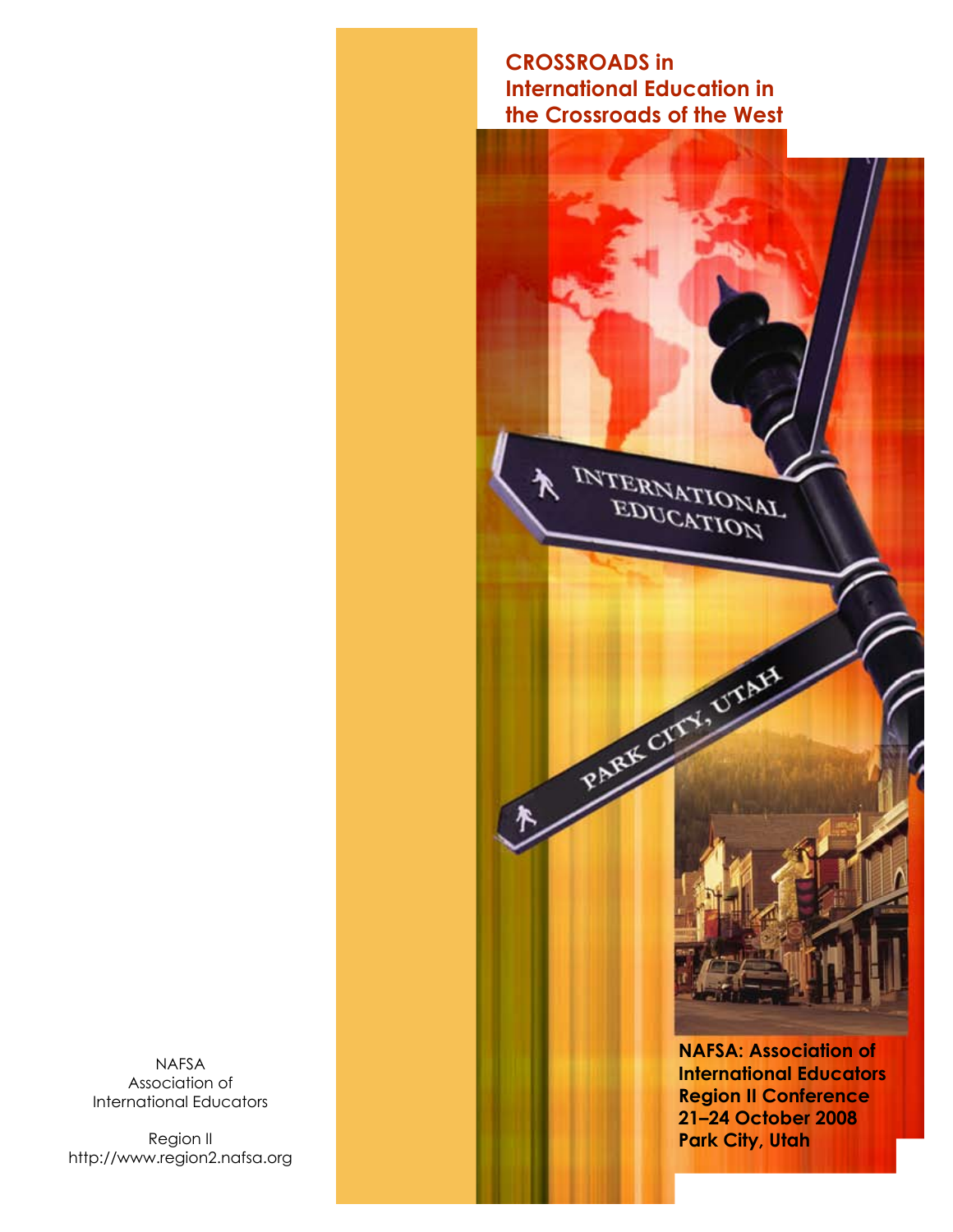# CROSSROADS in International Education in the Crossroads of the West

INTERNATIONAL EDUCATION

PARK CITY, UTAH

**NAFSA: Association of International Educators**
**Region II Conference**
**21–24 October 2008**
**Park City, Utah**

NAFSA
Association of
International Educators

Region II
http://www.region2.nafsa.org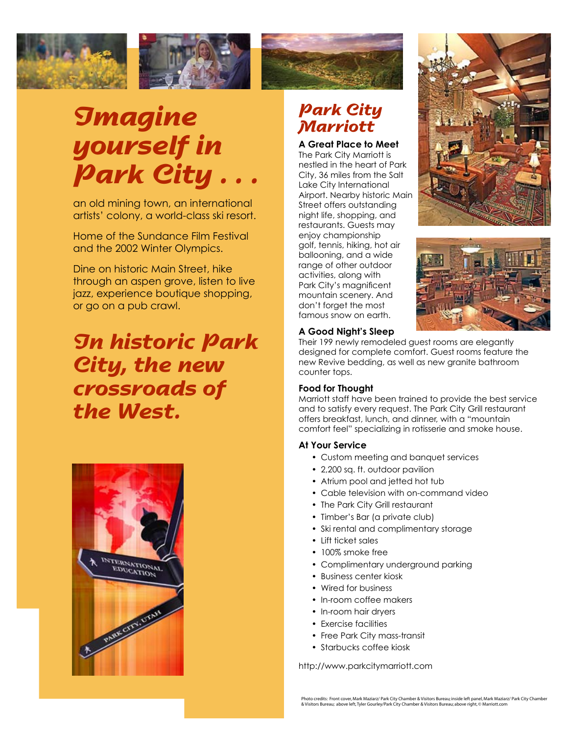# Imagine yourself in Park City . . .

an old mining town, an international artists' colony, a world-class ski resort.

Home of the Sundance Film Festival and the 2002 Winter Olympics.

Dine on historic Main Street, hike through an aspen grove, listen to live jazz, experience boutique shopping, or go on a pub crawl.

## In historic Park City, the new crossroads of the West.

INTERNATIONAL EDUCATION

PARK CITY, UTAH

# Park City Marriott

### A Great Place to Meet

The Park City Marriott is nestled in the heart of Park City, 36 miles from the Salt Lake City International Airport. Nearby historic Main Street offers outstanding night life, shopping, and restaurants. Guests may enjoy championship golf, tennis, hiking, hot air ballooning, and a wide range of other outdoor activities, along with Park City's magnificent mountain scenery. And don't forget the most famous snow on earth.

### A Good Night's Sleep

Their 199 newly remodeled guest rooms are elegantly designed for complete comfort. Guest rooms feature the new Revive bedding, as well as new granite bathroom counter tops.

### Food for Thought

Marriott staff have been trained to provide the best service and to satisfy every request. The Park City Grill restaurant offers breakfast, lunch, and dinner, with a "mountain comfort feel" specializing in rotisserie and smoke house.

### At Your Service

- Custom meeting and banquet services
- 2,200 sq. ft. outdoor pavilion
- Atrium pool and jetted hot tub
- Cable television with on-command video
- The Park City Grill restaurant
- Timber's Bar (a private club)
- Ski rental and complimentary storage
- Lift ticket sales
- 100% smoke free
- Complimentary underground parking
- Business center kiosk
- Wired for business
- In-room coffee makers
- In-room hair dryers
- Exercise facilities
- Free Park City mass-transit
- Starbucks coffee kiosk

http://www.parkcitymarriott.com

Photo credits: Front cover, Mark Maziarz/ Park City Chamber & Visitors Bureau; inside left panel, Mark Maziarz/ Park City Chamber & Visitors Bureau; above left, Tyler Gourley/Park City Chamber & Visitors Bureau; above right, © Marriott.com